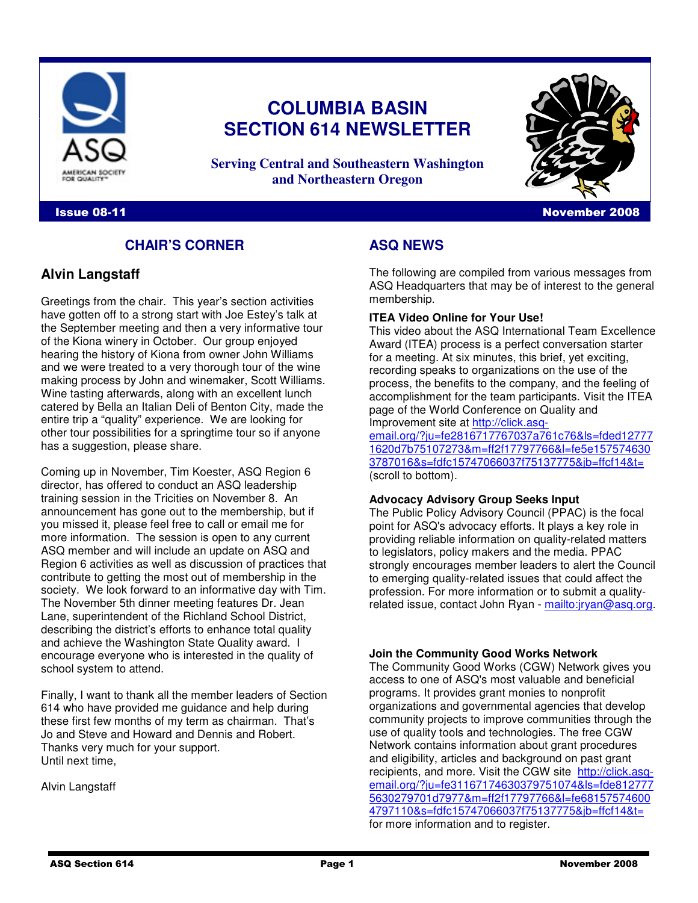# COLUMBIA BASIN SECTION 614 NEWSLETTER

**Serving Central and Southeastern Washington and Northeastern Oregon**

**Issue 08-11** | **November 2008**

## CHAIR'S CORNER

### Alvin Langstaff

Greetings from the chair. This year's section activities have gotten off to a strong start with Joe Estey's talk at the September meeting and then a very informative tour of the Kiona winery in October. Our group enjoyed hearing the history of Kiona from owner John Williams and we were treated to a very thorough tour of the wine making process by John and winemaker, Scott Williams. Wine tasting afterwards, along with an excellent lunch catered by Bella an Italian Deli of Benton City, made the entire trip a "quality" experience. We are looking for other tour possibilities for a springtime tour so if anyone has a suggestion, please share.

Coming up in November, Tim Koester, ASQ Region 6 director, has offered to conduct an ASQ leadership training session in the Tricities on November 8. An announcement has gone out to the membership, but if you missed it, please feel free to call or email me for more information. The session is open to any current ASQ member and will include an update on ASQ and Region 6 activities as well as discussion of practices that contribute to getting the most out of membership in the society. We look forward to an informative day with Tim. The November 5th dinner meeting features Dr. Jean Lane, superintendent of the Richland School District, describing the district's efforts to enhance total quality and achieve the Washington State Quality award. I encourage everyone who is interested in the quality of school system to attend.

Finally, I want to thank all the member leaders of Section 614 who have provided me guidance and help during these first few months of my term as chairman. That's Jo and Steve and Howard and Dennis and Robert. Thanks very much for your support.
Until next time,

Alvin Langstaff

## ASQ NEWS

The following are compiled from various messages from ASQ Headquarters that may be of interest to the general membership.

**ITEA Video Online for Your Use!**
This video about the ASQ International Team Excellence Award (ITEA) process is a perfect conversation starter for a meeting. At six minutes, this brief, yet exciting, recording speaks to organizations on the use of the process, the benefits to the company, and the feeling of accomplishment for the team participants. Visit the ITEA page of the World Conference on Quality and Improvement site at http://click.asq-email.org/?ju=fe2816717767037a761c76&ls=fded127771620d7b75107273&m=ff2f17797766&l=fe5e1575746303787016&s=fdfc15747066037f75137775&jb=ffcf14&t= (scroll to bottom).

**Advocacy Advisory Group Seeks Input**
The Public Policy Advisory Council (PPAC) is the focal point for ASQ's advocacy efforts. It plays a key role in providing reliable information on quality-related matters to legislators, policy makers and the media. PPAC strongly encourages member leaders to alert the Council to emerging quality-related issues that could affect the profession. For more information or to submit a quality-related issue, contact John Ryan - mailto:jryan@asq.org.

**Join the Community Good Works Network**
The Community Good Works (CGW) Network gives you access to one of ASQ's most valuable and beneficial programs. It provides grant monies to nonprofit organizations and governmental agencies that develop community projects to improve communities through the use of quality tools and technologies. The free CGW Network contains information about grant procedures and eligibility, articles and background on past grant recipients, and more. Visit the CGW site http://click.asq-email.org/?ju=fe31167174630379751074&ls=fde8127775630279701d7977&m=ff2f17797766&l=fe681575746004797110&s=fdfc15747066037f75137775&jb=ffcf14&t= for more information and to register.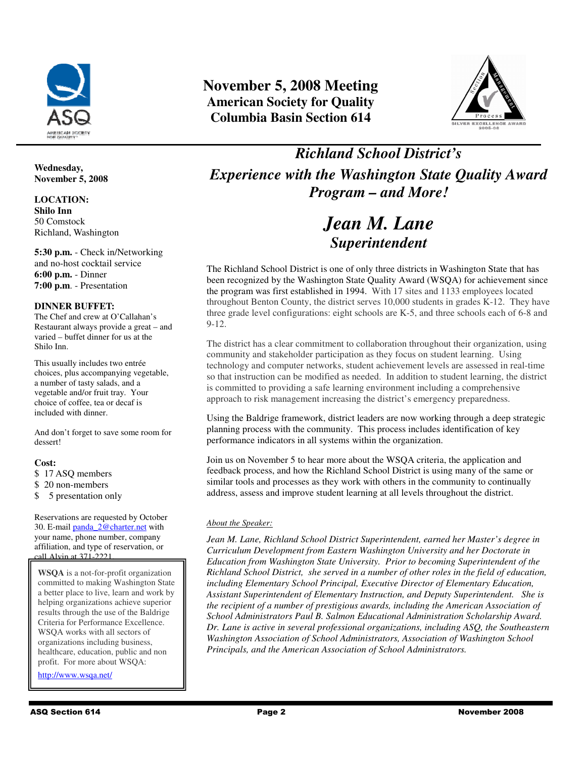# November 5, 2008 Meeting

## American Society for Quality
## Columbia Basin Section 614

## *Richland School District's Experience with the Washington State Quality Award Program – and More!*

## *Jean M. Lane*
### *Superintendent*

The Richland School District is one of only three districts in Washington State that has been recognized by the Washington State Quality Award (WSQA) for achievement since the program was first established in 1994. With 17 sites and 1133 employees located throughout Benton County, the district serves 10,000 students in grades K-12. They have three grade level configurations: eight schools are K-5, and three schools each of 6-8 and 9-12.

The district has a clear commitment to collaboration throughout their organization, using community and stakeholder participation as they focus on student learning. Using technology and computer networks, student achievement levels are assessed in real-time so that instruction can be modified as needed. In addition to student learning, the district is committed to providing a safe learning environment including a comprehensive approach to risk management increasing the district's emergency preparedness.

Using the Baldrige framework, district leaders are now working through a deep strategic planning process with the community. This process includes identification of key performance indicators in all systems within the organization.

Join us on November 5 to hear more about the WSQA criteria, the application and feedback process, and how the Richland School District is using many of the same or similar tools and processes as they work with others in the community to continually address, assess and improve student learning at all levels throughout the district.

*About the Speaker:*

*Jean M. Lane, Richland School District Superintendent, earned her Master's degree in Curriculum Development from Eastern Washington University and her Doctorate in Education from Washington State University. Prior to becoming Superintendent of the Richland School District, she served in a number of other roles in the field of education, including Elementary School Principal, Executive Director of Elementary Education, Assistant Superintendent of Elementary Instruction, and Deputy Superintendent. She is the recipient of a number of prestigious awards, including the American Association of School Administrators Paul B. Salmon Educational Administration Scholarship Award. Dr. Lane is active in several professional organizations, including ASQ, the Southeastern Washington Association of School Administrators, Association of Washington School Principals, and the American Association of School Administrators.*

---

**Wednesday, November 5, 2008**

**LOCATION:**
**Shilo Inn**
50 Comstock
Richland, Washington

**5:30 p.m.** - Check in/Networking and no-host cocktail service
**6:00 p.m.** - Dinner
**7:00 p.m**. - Presentation

**DINNER BUFFET:**
The Chef and crew at O'Callahan's Restaurant always provide a great – and varied – buffet dinner for us at the Shilo Inn.

This usually includes two entrée choices, plus accompanying vegetable, a number of tasty salads, and a vegetable and/or fruit tray. Your choice of coffee, tea or decaf is included with dinner.

And don't forget to save some room for dessert!

**Cost:**
- $ 17 ASQ members
- $ 20 non-members
- $ 5 presentation only

Reservations are requested by October 30. E-mail panda_2@charter.net with your name, phone number, company affiliation, and type of reservation, or call Alvin at 371-2221.

**WSQA** is a not-for-profit organization committed to making Washington State a better place to live, learn and work by helping organizations achieve superior results through the use of the Baldrige Criteria for Performance Excellence. WSQA works with all sectors of organizations including business, healthcare, education, public and non profit. For more about WSQA:

http://www.wsqa.net/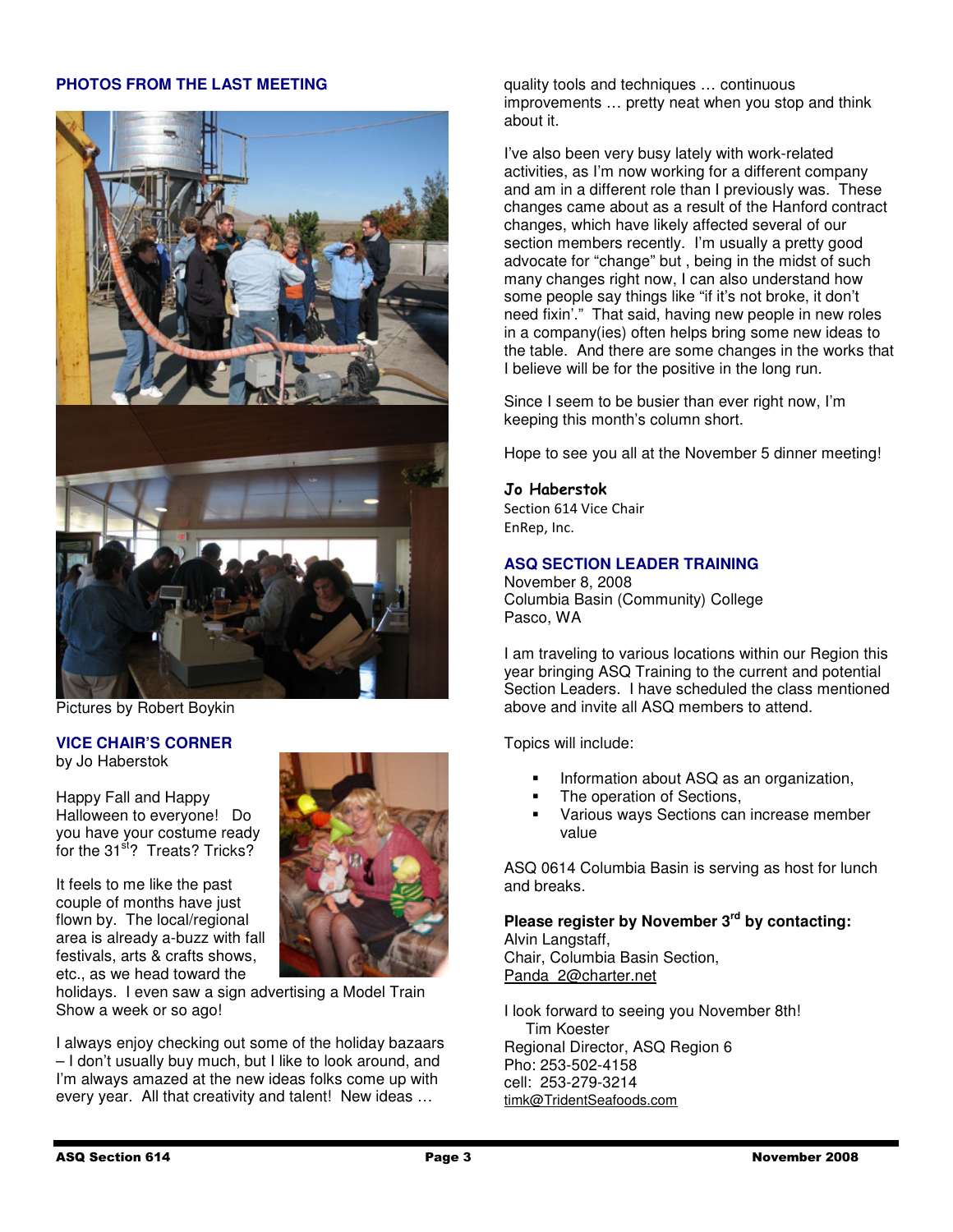## PHOTOS FROM THE LAST MEETING

Pictures by Robert Boykin

## VICE CHAIR'S CORNER

by Jo Haberstok

Happy Fall and Happy Halloween to everyone! Do you have your costume ready for the 31st? Treats? Tricks?

It feels to me like the past couple of months have just flown by. The local/regional area is already a-buzz with fall festivals, arts & crafts shows, etc., as we head toward the holidays. I even saw a sign advertising a Model Train Show a week or so ago!

I always enjoy checking out some of the holiday bazaars – I don't usually buy much, but I like to look around, and I'm always amazed at the new ideas folks come up with every year. All that creativity and talent! New ideas … quality tools and techniques … continuous improvements … pretty neat when you stop and think about it.

I've also been very busy lately with work-related activities, as I'm now working for a different company and am in a different role than I previously was. These changes came about as a result of the Hanford contract changes, which have likely affected several of our section members recently. I'm usually a pretty good advocate for "change" but , being in the midst of such many changes right now, I can also understand how some people say things like "if it's not broke, it don't need fixin'." That said, having new people in new roles in a company(ies) often helps bring some new ideas to the table. And there are some changes in the works that I believe will be for the positive in the long run.

Since I seem to be busier than ever right now, I'm keeping this month's column short.

Hope to see you all at the November 5 dinner meeting!

**Jo Haberstok**
Section 614 Vice Chair
EnRep, Inc.

## ASQ SECTION LEADER TRAINING

November 8, 2008
Columbia Basin (Community) College
Pasco, WA

I am traveling to various locations within our Region this year bringing ASQ Training to the current and potential Section Leaders. I have scheduled the class mentioned above and invite all ASQ members to attend.

Topics will include:

- Information about ASQ as an organization,
- The operation of Sections,
- Various ways Sections can increase member value

ASQ 0614 Columbia Basin is serving as host for lunch and breaks.

**Please register by November 3rd by contacting:**
Alvin Langstaff,
Chair, Columbia Basin Section,
Panda_2@charter.net

I look forward to seeing you November 8th!
Tim Koester
Regional Director, ASQ Region 6
Pho: 253-502-4158
cell: 253-279-3214
timk@TridentSeafoods.com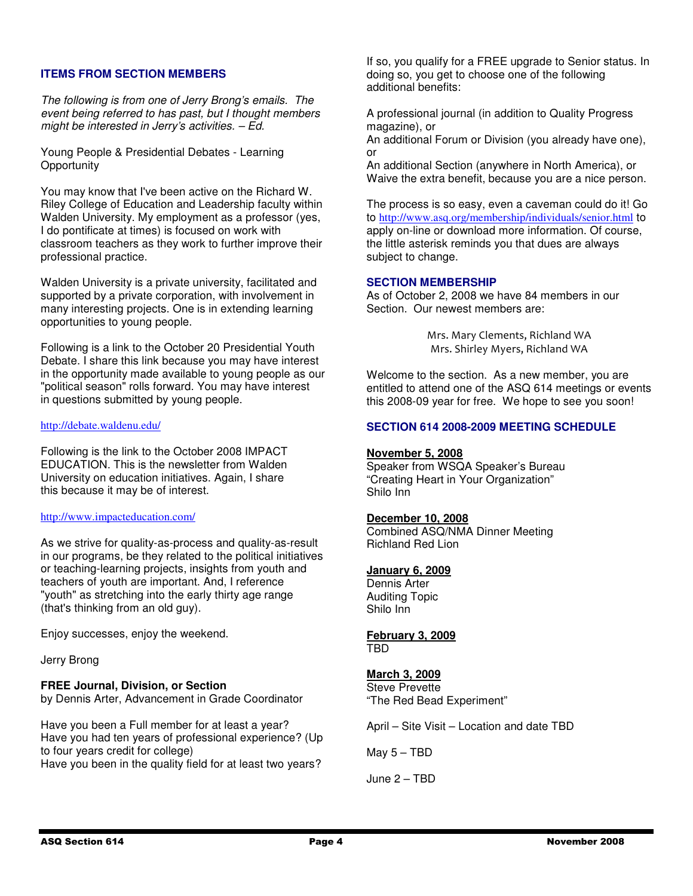## ITEMS FROM SECTION MEMBERS

*The following is from one of Jerry Brong's emails. The event being referred to has past, but I thought members might be interested in Jerry's activities. – Ed.*

Young People & Presidential Debates - Learning Opportunity

You may know that I've been active on the Richard W. Riley College of Education and Leadership faculty within Walden University. My employment as a professor (yes, I do pontificate at times) is focused on work with classroom teachers as they work to further improve their professional practice.

Walden University is a private university, facilitated and supported by a private corporation, with involvement in many interesting projects. One is in extending learning opportunities to young people.

Following is a link to the October 20 Presidential Youth Debate. I share this link because you may have interest in the opportunity made available to young people as our "political season" rolls forward. You may have interest in questions submitted by young people.

http://debate.waldenu.edu/

Following is the link to the October 2008 IMPACT EDUCATION. This is the newsletter from Walden University on education initiatives. Again, I share this because it may be of interest.

http://www.impacteducation.com/

As we strive for quality-as-process and quality-as-result in our programs, be they related to the political initiatives or teaching-learning projects, insights from youth and teachers of youth are important. And, I reference "youth" as stretching into the early thirty age range (that's thinking from an old guy).

Enjoy successes, enjoy the weekend.

Jerry Brong

**FREE Journal, Division, or Section**
by Dennis Arter, Advancement in Grade Coordinator

Have you been a Full member for at least a year?
Have you had ten years of professional experience? (Up to four years credit for college)
Have you been in the quality field for at least two years?

If so, you qualify for a FREE upgrade to Senior status. In doing so, you get to choose one of the following additional benefits:

A professional journal (in addition to Quality Progress magazine), or
An additional Forum or Division (you already have one), or
An additional Section (anywhere in North America), or
Waive the extra benefit, because you are a nice person.

The process is so easy, even a caveman could do it! Go to http://www.asq.org/membership/individuals/senior.html to apply on-line or download more information. Of course, the little asterisk reminds you that dues are always subject to change.

## SECTION MEMBERSHIP

As of October 2, 2008 we have 84 members in our Section. Our newest members are:

Mrs. Mary Clements, Richland WA
Mrs. Shirley Myers, Richland WA

Welcome to the section. As a new member, you are entitled to attend one of the ASQ 614 meetings or events this 2008-09 year for free. We hope to see you soon!

## SECTION 614 2008-2009 MEETING SCHEDULE

**November 5, 2008**
Speaker from WSQA Speaker's Bureau
"Creating Heart in Your Organization"
Shilo Inn

**December 10, 2008**
Combined ASQ/NMA Dinner Meeting
Richland Red Lion

**January 6, 2009**
Dennis Arter
Auditing Topic
Shilo Inn

**February 3, 2009**
TBD

**March 3, 2009**
Steve Prevette
"The Red Bead Experiment"

April – Site Visit – Location and date TBD

May 5 – TBD

June 2 – TBD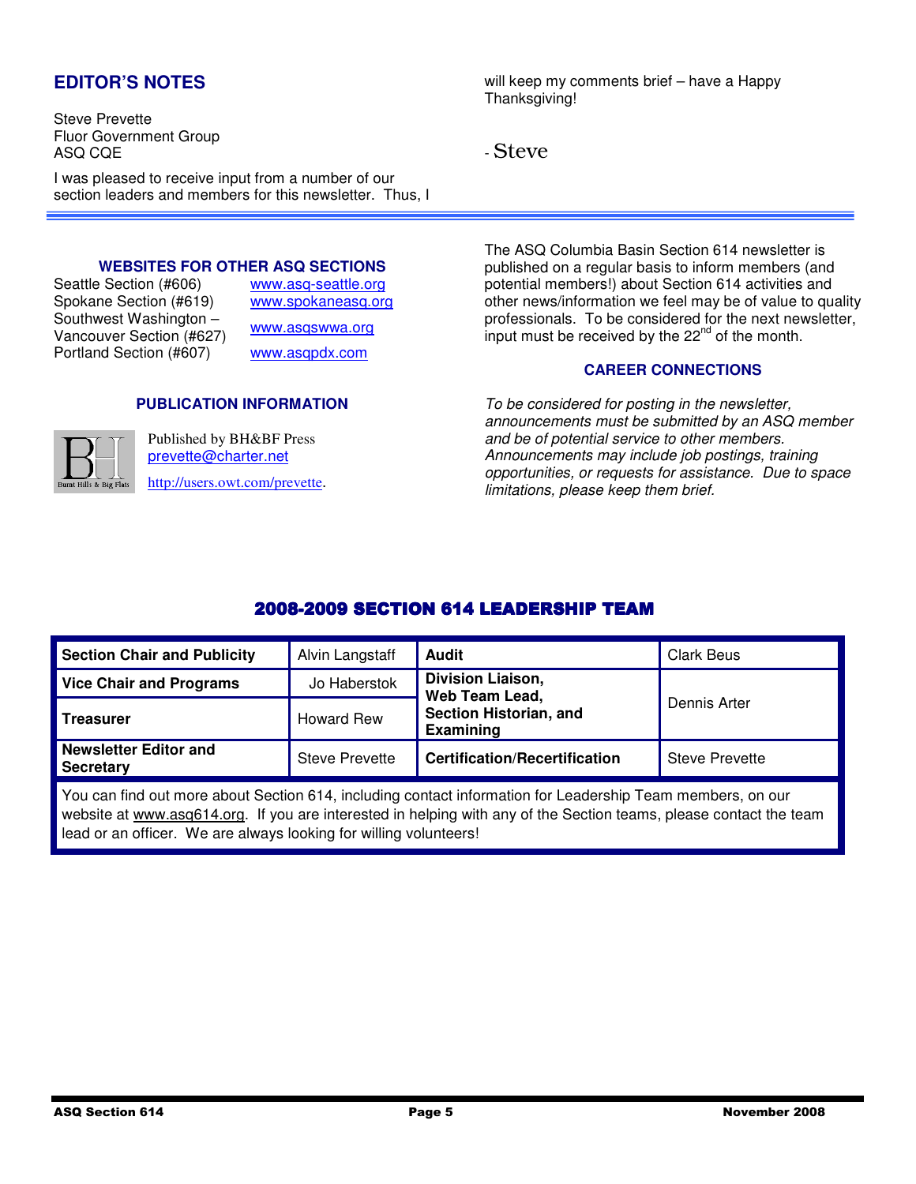## EDITOR'S NOTES

Steve Prevette
Fluor Government Group
ASQ CQE

I was pleased to receive input from a number of our section leaders and members for this newsletter. Thus, I will keep my comments brief – have a Happy Thanksgiving!

\- Steve

### WEBSITES FOR OTHER ASQ SECTIONS

| | |
|---|---|
| Seattle Section (#606) | www.asq-seattle.org |
| Spokane Section (#619) | www.spokaneasq.org |
| Southwest Washington – Vancouver Section (#627) | www.asqswwa.org |
| Portland Section (#607) | www.asqpdx.com |

### PUBLICATION INFORMATION

Published by BH&BF Press
prevette@charter.net
http://users.owt.com/prevette.

The ASQ Columbia Basin Section 614 newsletter is published on a regular basis to inform members (and potential members!) about Section 614 activities and other news/information we feel may be of value to quality professionals. To be considered for the next newsletter, input must be received by the 22nd of the month.

### CAREER CONNECTIONS

*To be considered for posting in the newsletter, announcements must be submitted by an ASQ member and be of potential service to other members. Announcements may include job postings, training opportunities, or requests for assistance. Due to space limitations, please keep them brief.*

## 2008-2009 SECTION 614 LEADERSHIP TEAM

| | | | |
|---|---|---|---|
| **Section Chair and Publicity** | Alvin Langstaff | **Audit** | Clark Beus |
| **Vice Chair and Programs** | Jo Haberstok | **Division Liaison, Web Team Lead, Section Historian, and Examining** | Dennis Arter |
| **Treasurer** | Howard Rew | | |
| **Newsletter Editor and Secretary** | Steve Prevette | **Certification/Recertification** | Steve Prevette |

You can find out more about Section 614, including contact information for Leadership Team members, on our website at www.asq614.org. If you are interested in helping with any of the Section teams, please contact the team lead or an officer. We are always looking for willing volunteers!